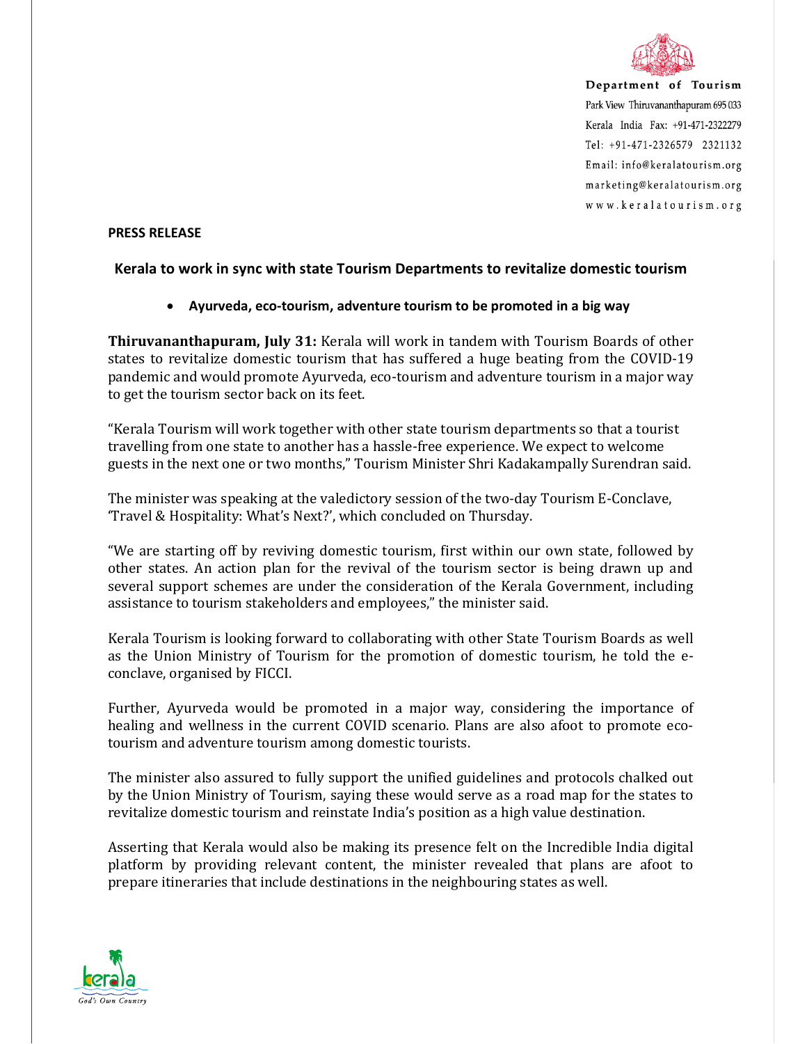Department of Tourism
Park View Thiruvananthapuram 695 033
Kerala India Fax: +91-471-2322279
Tel: +91-471-2326579 2321132
Email: info@keralatourism.org
marketing@keralatourism.org
www.keralatourism.org

**PRESS RELEASE**

## Kerala to work in sync with state Tourism Departments to revitalize domestic tourism

- **Ayurveda, eco-tourism, adventure tourism to be promoted in a big way**

**Thiruvananthapuram, July 31:** Kerala will work in tandem with Tourism Boards of other states to revitalize domestic tourism that has suffered a huge beating from the COVID-19 pandemic and would promote Ayurveda, eco-tourism and adventure tourism in a major way to get the tourism sector back on its feet.

"Kerala Tourism will work together with other state tourism departments so that a tourist travelling from one state to another has a hassle-free experience. We expect to welcome guests in the next one or two months," Tourism Minister Shri Kadakampally Surendran said.

The minister was speaking at the valedictory session of the two-day Tourism E-Conclave, 'Travel & Hospitality: What's Next?', which concluded on Thursday.

"We are starting off by reviving domestic tourism, first within our own state, followed by other states. An action plan for the revival of the tourism sector is being drawn up and several support schemes are under the consideration of the Kerala Government, including assistance to tourism stakeholders and employees," the minister said.

Kerala Tourism is looking forward to collaborating with other State Tourism Boards as well as the Union Ministry of Tourism for the promotion of domestic tourism, he told the e-conclave, organised by FICCI.

Further, Ayurveda would be promoted in a major way, considering the importance of healing and wellness in the current COVID scenario. Plans are also afoot to promote eco-tourism and adventure tourism among domestic tourists.

The minister also assured to fully support the unified guidelines and protocols chalked out by the Union Ministry of Tourism, saying these would serve as a road map for the states to revitalize domestic tourism and reinstate India's position as a high value destination.

Asserting that Kerala would also be making its presence felt on the Incredible India digital platform by providing relevant content, the minister revealed that plans are afoot to prepare itineraries that include destinations in the neighbouring states as well.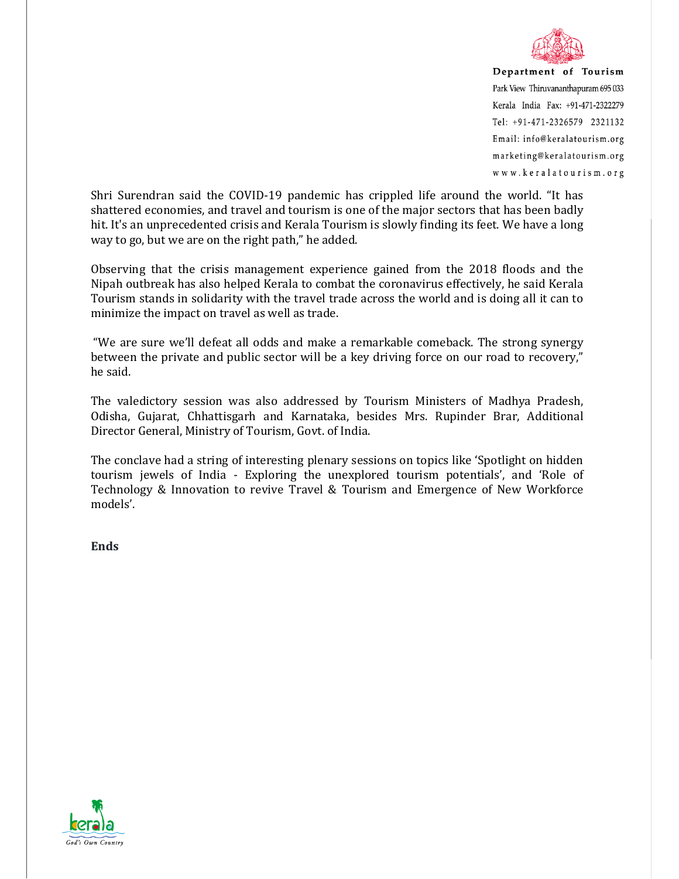Department of Tourism
Park View Thiruvananthapuram 695 033
Kerala India Fax: +91-471-2322279
Tel: +91-471-2326579 2321132
Email: info@keralatourism.org
marketing@keralatourism.org
www.keralatourism.org

Shri Surendran said the COVID-19 pandemic has crippled life around the world. "It has shattered economies, and travel and tourism is one of the major sectors that has been badly hit. It's an unprecedented crisis and Kerala Tourism is slowly finding its feet. We have a long way to go, but we are on the right path," he added.

Observing that the crisis management experience gained from the 2018 floods and the Nipah outbreak has also helped Kerala to combat the coronavirus effectively, he said Kerala Tourism stands in solidarity with the travel trade across the world and is doing all it can to minimize the impact on travel as well as trade.

"We are sure we'll defeat all odds and make a remarkable comeback. The strong synergy between the private and public sector will be a key driving force on our road to recovery," he said.

The valedictory session was also addressed by Tourism Ministers of Madhya Pradesh, Odisha, Gujarat, Chhattisgarh and Karnataka, besides Mrs. Rupinder Brar, Additional Director General, Ministry of Tourism, Govt. of India.

The conclave had a string of interesting plenary sessions on topics like 'Spotlight on hidden tourism jewels of India - Exploring the unexplored tourism potentials', and 'Role of Technology & Innovation to revive Travel & Tourism and Emergence of New Workforce models'.

**Ends**